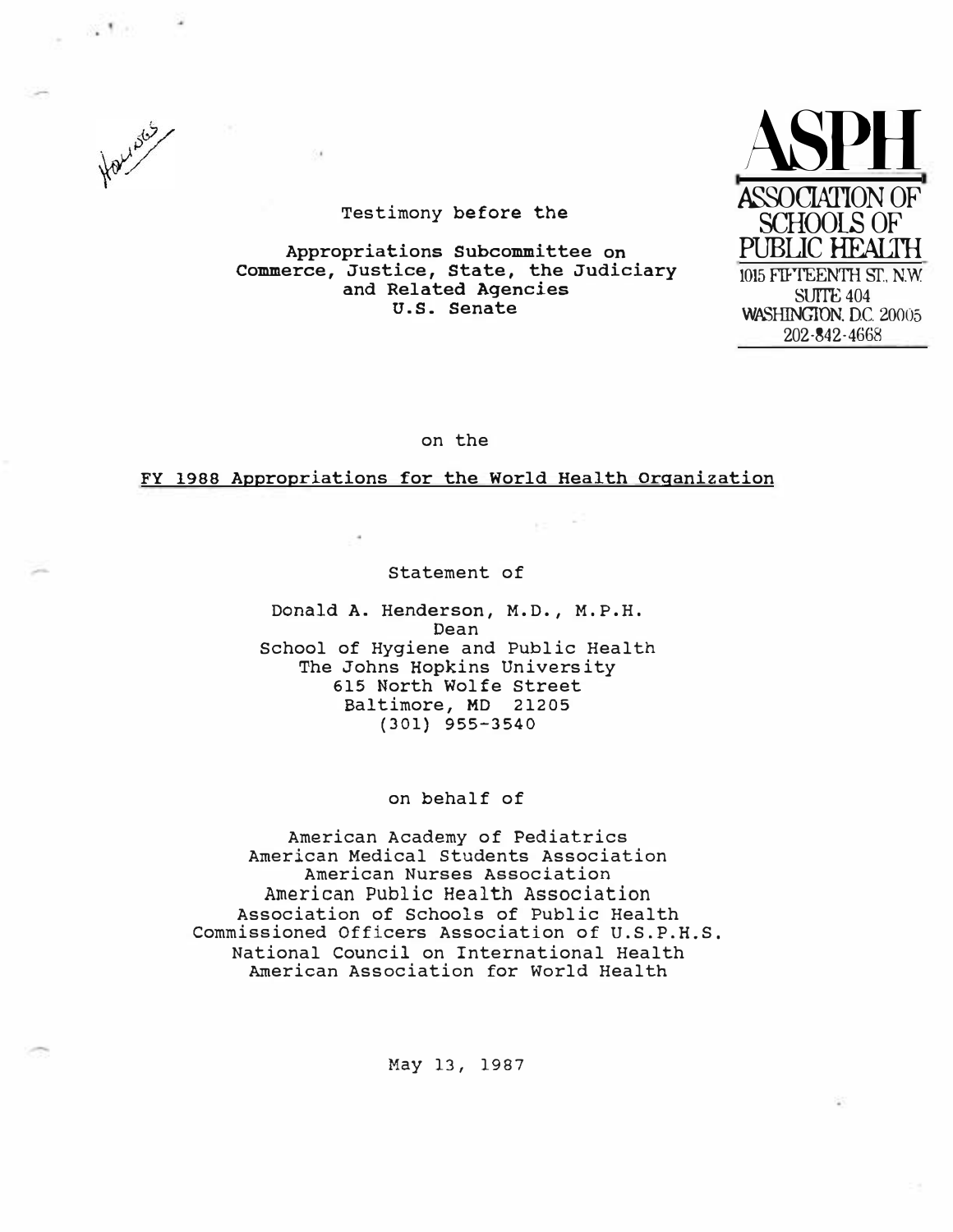Hollings

**ASPH**
**ASSOCIATION OF SCHOOLS OF PUBLIC HEALTH**
1015 FIFTEENTH ST., N.W.
SUITE 404
WASHINGTON, D.C. 20005
202-842-4668

Testimony before the

Appropriations Subcommittee on
Commerce, Justice, State, the Judiciary
and Related Agencies
U.S. Senate

on the

FY 1988 Appropriations for the World Health Organization

Statement of

Donald A. Henderson, M.D., M.P.H.
Dean
School of Hygiene and Public Health
The Johns Hopkins University
615 North Wolfe Street
Baltimore, MD 21205
(301) 955-3540

on behalf of

American Academy of Pediatrics
American Medical Students Association
American Nurses Association
American Public Health Association
Association of Schools of Public Health
Commissioned Officers Association of U.S.P.H.S.
National Council on International Health
American Association for World Health

May 13, 1987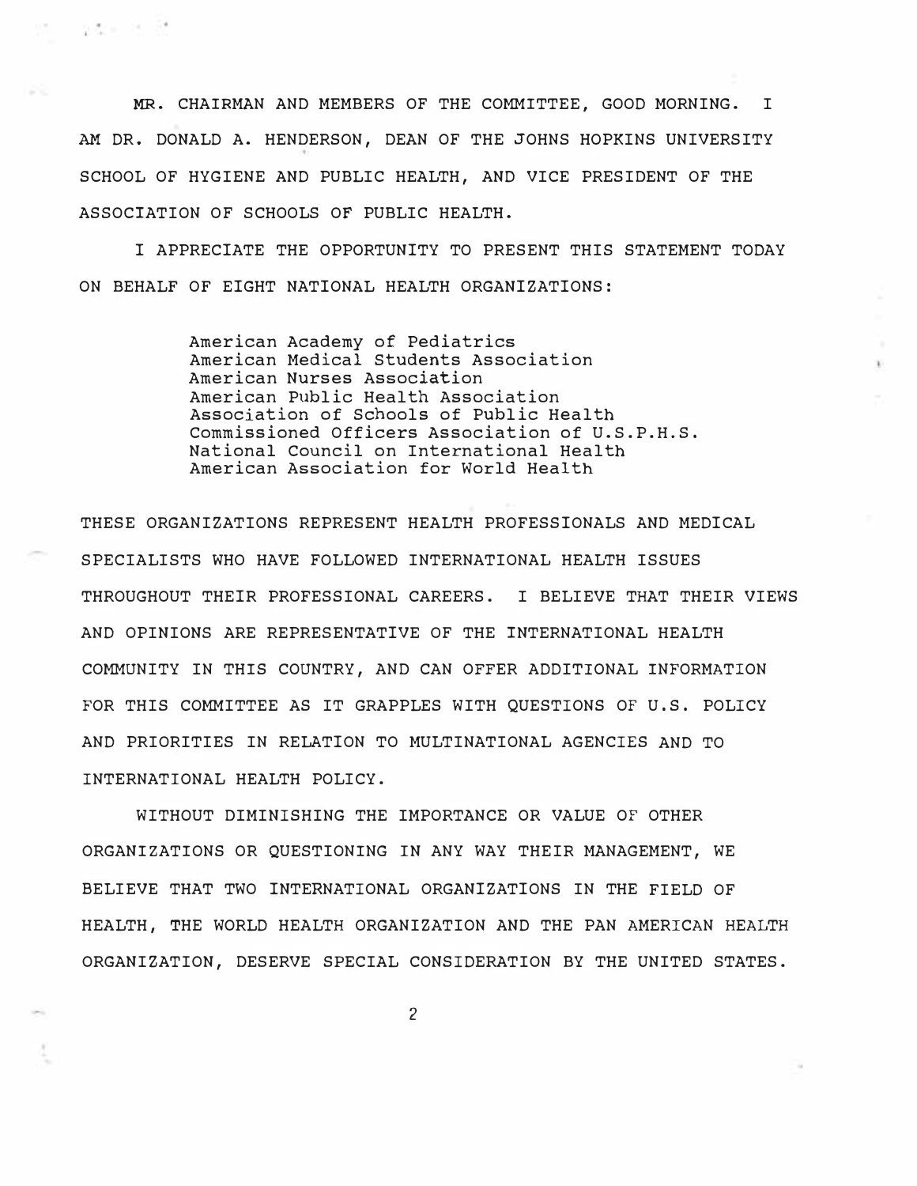MR. CHAIRMAN AND MEMBERS OF THE COMMITTEE, GOOD MORNING. I AM DR. DONALD A. HENDERSON, DEAN OF THE JOHNS HOPKINS UNIVERSITY SCHOOL OF HYGIENE AND PUBLIC HEALTH, AND VICE PRESIDENT OF THE ASSOCIATION OF SCHOOLS OF PUBLIC HEALTH.

I APPRECIATE THE OPPORTUNITY TO PRESENT THIS STATEMENT TODAY ON BEHALF OF EIGHT NATIONAL HEALTH ORGANIZATIONS:

American Academy of Pediatrics
American Medical Students Association
American Nurses Association
American Public Health Association
Association of Schools of Public Health
Commissioned Officers Association of U.S.P.H.S.
National Council on International Health
American Association for World Health

THESE ORGANIZATIONS REPRESENT HEALTH PROFESSIONALS AND MEDICAL SPECIALISTS WHO HAVE FOLLOWED INTERNATIONAL HEALTH ISSUES THROUGHOUT THEIR PROFESSIONAL CAREERS. I BELIEVE THAT THEIR VIEWS AND OPINIONS ARE REPRESENTATIVE OF THE INTERNATIONAL HEALTH COMMUNITY IN THIS COUNTRY, AND CAN OFFER ADDITIONAL INFORMATION FOR THIS COMMITTEE AS IT GRAPPLES WITH QUESTIONS OF U.S. POLICY AND PRIORITIES IN RELATION TO MULTINATIONAL AGENCIES AND TO INTERNATIONAL HEALTH POLICY.

WITHOUT DIMINISHING THE IMPORTANCE OR VALUE OF OTHER ORGANIZATIONS OR QUESTIONING IN ANY WAY THEIR MANAGEMENT, WE BELIEVE THAT TWO INTERNATIONAL ORGANIZATIONS IN THE FIELD OF HEALTH, THE WORLD HEALTH ORGANIZATION AND THE PAN AMERICAN HEALTH ORGANIZATION, DESERVE SPECIAL CONSIDERATION BY THE UNITED STATES.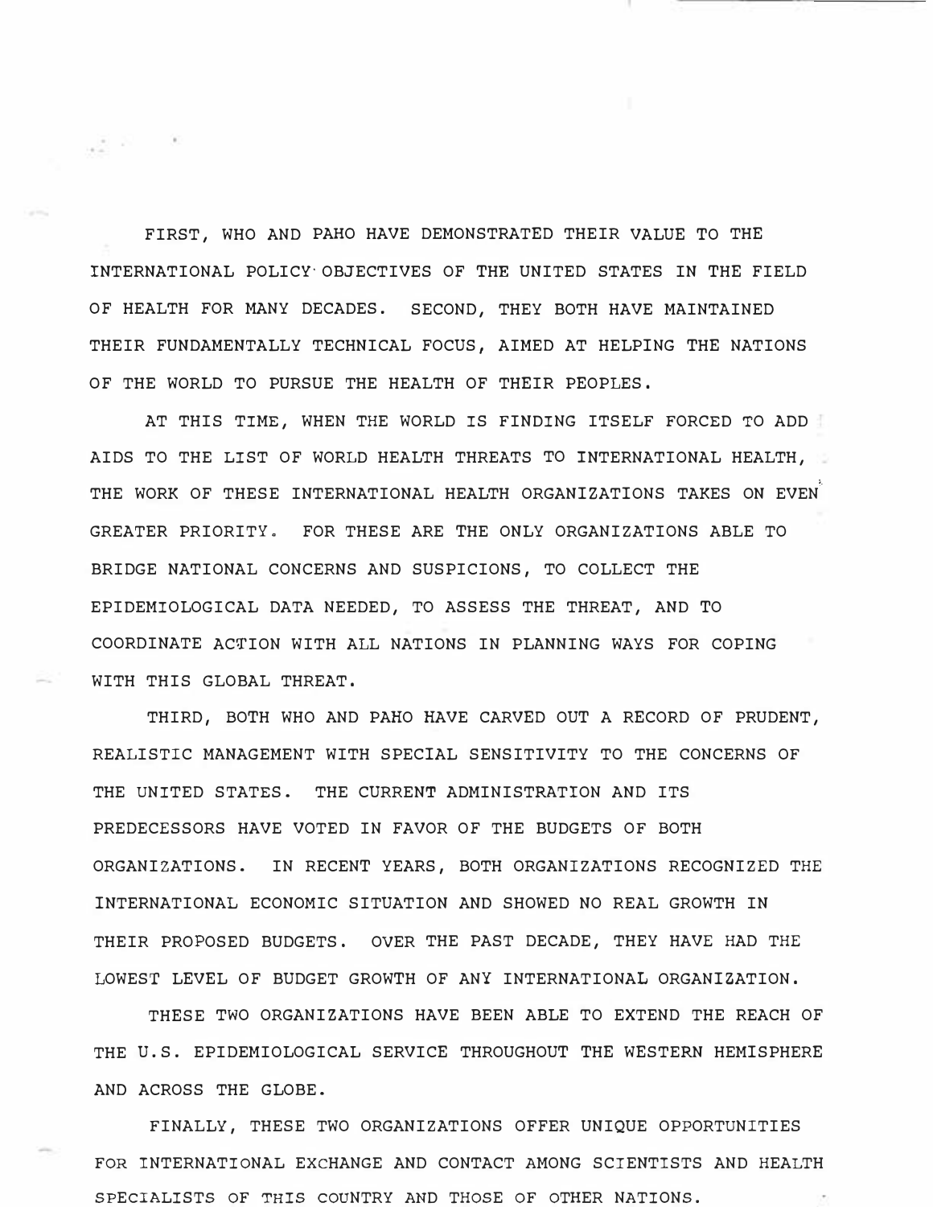FIRST, WHO AND PAHO HAVE DEMONSTRATED THEIR VALUE TO THE INTERNATIONAL POLICY OBJECTIVES OF THE UNITED STATES IN THE FIELD OF HEALTH FOR MANY DECADES. SECOND, THEY BOTH HAVE MAINTAINED THEIR FUNDAMENTALLY TECHNICAL FOCUS, AIMED AT HELPING THE NATIONS OF THE WORLD TO PURSUE THE HEALTH OF THEIR PEOPLES.

AT THIS TIME, WHEN THE WORLD IS FINDING ITSELF FORCED TO ADD AIDS TO THE LIST OF WORLD HEALTH THREATS TO INTERNATIONAL HEALTH, THE WORK OF THESE INTERNATIONAL HEALTH ORGANIZATIONS TAKES ON EVEN GREATER PRIORITY. FOR THESE ARE THE ONLY ORGANIZATIONS ABLE TO BRIDGE NATIONAL CONCERNS AND SUSPICIONS, TO COLLECT THE EPIDEMIOLOGICAL DATA NEEDED, TO ASSESS THE THREAT, AND TO COORDINATE ACTION WITH ALL NATIONS IN PLANNING WAYS FOR COPING WITH THIS GLOBAL THREAT.

THIRD, BOTH WHO AND PAHO HAVE CARVED OUT A RECORD OF PRUDENT, REALISTIC MANAGEMENT WITH SPECIAL SENSITIVITY TO THE CONCERNS OF THE UNITED STATES. THE CURRENT ADMINISTRATION AND ITS PREDECESSORS HAVE VOTED IN FAVOR OF THE BUDGETS OF BOTH ORGANIZATIONS. IN RECENT YEARS, BOTH ORGANIZATIONS RECOGNIZED THE INTERNATIONAL ECONOMIC SITUATION AND SHOWED NO REAL GROWTH IN THEIR PROPOSED BUDGETS. OVER THE PAST DECADE, THEY HAVE HAD THE LOWEST LEVEL OF BUDGET GROWTH OF ANY INTERNATIONAL ORGANIZATION.

THESE TWO ORGANIZATIONS HAVE BEEN ABLE TO EXTEND THE REACH OF THE U.S. EPIDEMIOLOGICAL SERVICE THROUGHOUT THE WESTERN HEMISPHERE AND ACROSS THE GLOBE.

FINALLY, THESE TWO ORGANIZATIONS OFFER UNIQUE OPPORTUNITIES FOR INTERNATIONAL EXCHANGE AND CONTACT AMONG SCIENTISTS AND HEALTH SPECIALISTS OF THIS COUNTRY AND THOSE OF OTHER NATIONS.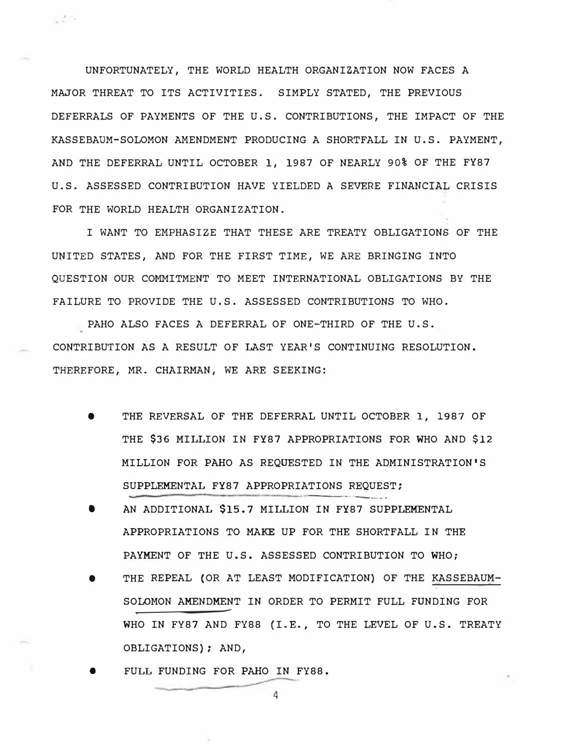UNFORTUNATELY, THE WORLD HEALTH ORGANIZATION NOW FACES A MAJOR THREAT TO ITS ACTIVITIES. SIMPLY STATED, THE PREVIOUS DEFERRALS OF PAYMENTS OF THE U.S. CONTRIBUTIONS, THE IMPACT OF THE KASSEBAUM-SOLOMON AMENDMENT PRODUCING A SHORTFALL IN U.S. PAYMENT, AND THE DEFERRAL UNTIL OCTOBER 1, 1987 OF NEARLY 90% OF THE FY87 U.S. ASSESSED CONTRIBUTION HAVE YIELDED A SEVERE FINANCIAL CRISIS FOR THE WORLD HEALTH ORGANIZATION.

I WANT TO EMPHASIZE THAT THESE ARE TREATY OBLIGATIONS OF THE UNITED STATES, AND FOR THE FIRST TIME, WE ARE BRINGING INTO QUESTION OUR COMMITMENT TO MEET INTERNATIONAL OBLIGATIONS BY THE FAILURE TO PROVIDE THE U.S. ASSESSED CONTRIBUTIONS TO WHO.

PAHO ALSO FACES A DEFERRAL OF ONE-THIRD OF THE U.S. CONTRIBUTION AS A RESULT OF LAST YEAR'S CONTINUING RESOLUTION. THEREFORE, MR. CHAIRMAN, WE ARE SEEKING:

- THE REVERSAL OF THE DEFERRAL UNTIL OCTOBER 1, 1987 OF THE $36 MILLION IN FY87 APPROPRIATIONS FOR WHO AND $12 MILLION FOR PAHO AS REQUESTED IN THE ADMINISTRATION'S SUPPLEMENTAL FY87 APPROPRIATIONS REQUEST;
- AN ADDITIONAL $15.7 MILLION IN FY87 SUPPLEMENTAL APPROPRIATIONS TO MAKE UP FOR THE SHORTFALL IN THE PAYMENT OF THE U.S. ASSESSED CONTRIBUTION TO WHO;
- THE REPEAL (OR AT LEAST MODIFICATION) OF THE KASSEBAUM-SOLOMON AMENDMENT IN ORDER TO PERMIT FULL FUNDING FOR WHO IN FY87 AND FY88 (I.E., TO THE LEVEL OF U.S. TREATY OBLIGATIONS); AND,
- FULL FUNDING FOR PAHO IN FY88.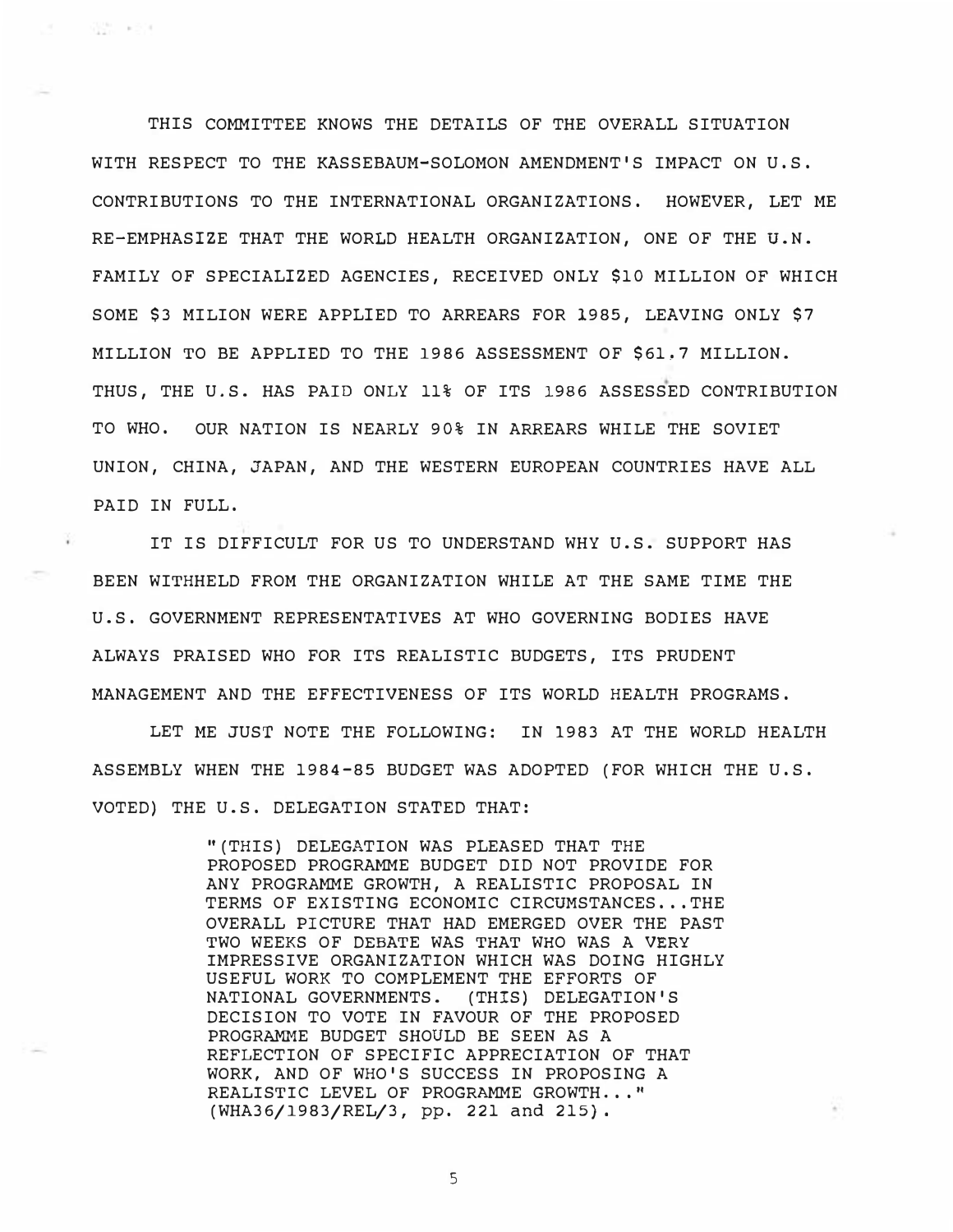THIS COMMITTEE KNOWS THE DETAILS OF THE OVERALL SITUATION WITH RESPECT TO THE KASSEBAUM-SOLOMON AMENDMENT'S IMPACT ON U.S. CONTRIBUTIONS TO THE INTERNATIONAL ORGANIZATIONS. HOWEVER, LET ME RE-EMPHASIZE THAT THE WORLD HEALTH ORGANIZATION, ONE OF THE U.N. FAMILY OF SPECIALIZED AGENCIES, RECEIVED ONLY $10 MILLION OF WHICH SOME $3 MILION WERE APPLIED TO ARREARS FOR 1985, LEAVING ONLY $7 MILLION TO BE APPLIED TO THE 1986 ASSESSMENT OF $61.7 MILLION. THUS, THE U.S. HAS PAID ONLY 11% OF ITS 1986 ASSESSED CONTRIBUTION TO WHO. OUR NATION IS NEARLY 90% IN ARREARS WHILE THE SOVIET UNION, CHINA, JAPAN, AND THE WESTERN EUROPEAN COUNTRIES HAVE ALL PAID IN FULL.

IT IS DIFFICULT FOR US TO UNDERSTAND WHY U.S. SUPPORT HAS BEEN WITHHELD FROM THE ORGANIZATION WHILE AT THE SAME TIME THE U.S. GOVERNMENT REPRESENTATIVES AT WHO GOVERNING BODIES HAVE ALWAYS PRAISED WHO FOR ITS REALISTIC BUDGETS, ITS PRUDENT MANAGEMENT AND THE EFFECTIVENESS OF ITS WORLD HEALTH PROGRAMS.

LET ME JUST NOTE THE FOLLOWING: IN 1983 AT THE WORLD HEALTH ASSEMBLY WHEN THE 1984-85 BUDGET WAS ADOPTED (FOR WHICH THE U.S. VOTED) THE U.S. DELEGATION STATED THAT:

> "(THIS) DELEGATION WAS PLEASED THAT THE PROPOSED PROGRAMME BUDGET DID NOT PROVIDE FOR ANY PROGRAMME GROWTH, A REALISTIC PROPOSAL IN TERMS OF EXISTING ECONOMIC CIRCUMSTANCES...THE OVERALL PICTURE THAT HAD EMERGED OVER THE PAST TWO WEEKS OF DEBATE WAS THAT WHO WAS A VERY IMPRESSIVE ORGANIZATION WHICH WAS DOING HIGHLY USEFUL WORK TO COMPLEMENT THE EFFORTS OF NATIONAL GOVERNMENTS. (THIS) DELEGATION'S DECISION TO VOTE IN FAVOUR OF THE PROPOSED PROGRAMME BUDGET SHOULD BE SEEN AS A REFLECTION OF SPECIFIC APPRECIATION OF THAT WORK, AND OF WHO'S SUCCESS IN PROPOSING A REALISTIC LEVEL OF PROGRAMME GROWTH..." (WHA36/1983/REL/3, pp. 221 and 215).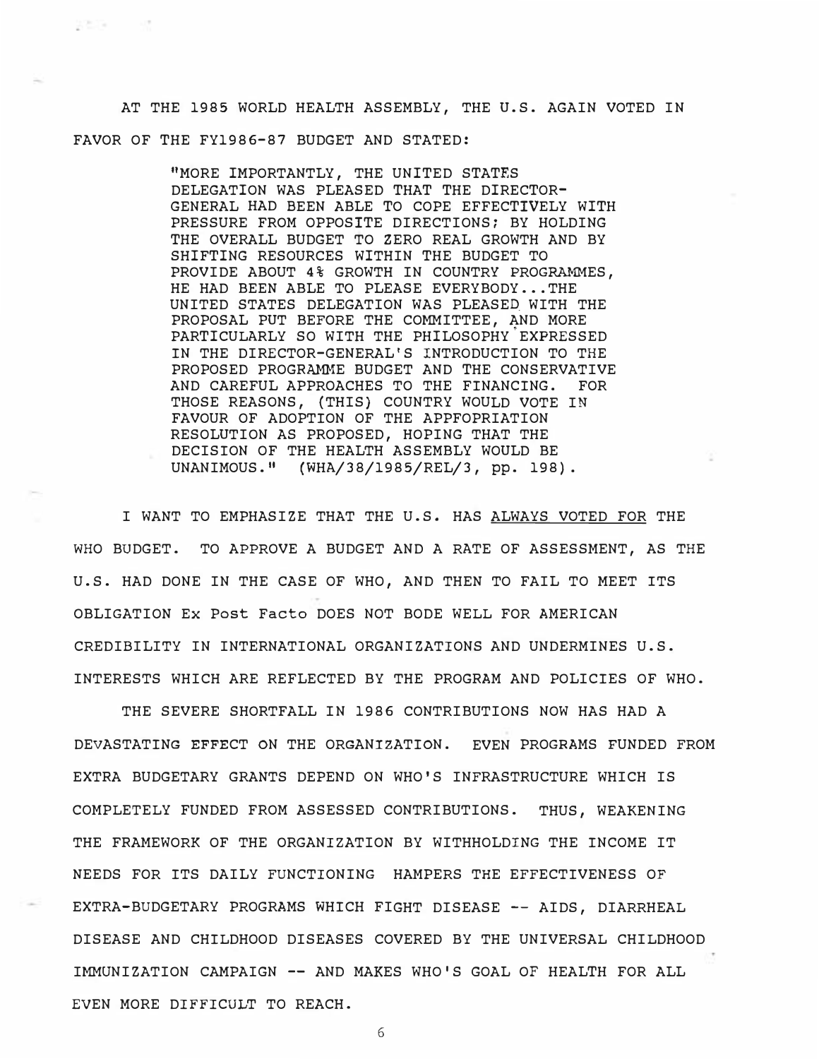AT THE 1985 WORLD HEALTH ASSEMBLY, THE U.S. AGAIN VOTED IN FAVOR OF THE FY1986-87 BUDGET AND STATED:

> "MORE IMPORTANTLY, THE UNITED STATES DELEGATION WAS PLEASED THAT THE DIRECTOR-GENERAL HAD BEEN ABLE TO COPE EFFECTIVELY WITH PRESSURE FROM OPPOSITE DIRECTIONS; BY HOLDING THE OVERALL BUDGET TO ZERO REAL GROWTH AND BY SHIFTING RESOURCES WITHIN THE BUDGET TO PROVIDE ABOUT 4% GROWTH IN COUNTRY PROGRAMMES, HE HAD BEEN ABLE TO PLEASE EVERYBODY...THE UNITED STATES DELEGATION WAS PLEASED WITH THE PROPOSAL PUT BEFORE THE COMMITTEE, AND MORE PARTICULARLY SO WITH THE PHILOSOPHY EXPRESSED IN THE DIRECTOR-GENERAL'S INTRODUCTION TO THE PROPOSED PROGRAMME BUDGET AND THE CONSERVATIVE AND CAREFUL APPROACHES TO THE FINANCING. FOR THOSE REASONS, (THIS) COUNTRY WOULD VOTE IN FAVOUR OF ADOPTION OF THE APPFOPRIATION RESOLUTION AS PROPOSED, HOPING THAT THE DECISION OF THE HEALTH ASSEMBLY WOULD BE UNANIMOUS." (WHA/38/1985/REL/3, pp. 198).

I WANT TO EMPHASIZE THAT THE U.S. HAS <u>ALWAYS VOTED FOR</u> THE WHO BUDGET. TO APPROVE A BUDGET AND A RATE OF ASSESSMENT, AS THE U.S. HAD DONE IN THE CASE OF WHO, AND THEN TO FAIL TO MEET ITS OBLIGATION Ex Post Facto DOES NOT BODE WELL FOR AMERICAN CREDIBILITY IN INTERNATIONAL ORGANIZATIONS AND UNDERMINES U.S. INTERESTS WHICH ARE REFLECTED BY THE PROGRAM AND POLICIES OF WHO.

THE SEVERE SHORTFALL IN 1986 CONTRIBUTIONS NOW HAS HAD A DEVASTATING EFFECT ON THE ORGANIZATION. EVEN PROGRAMS FUNDED FROM EXTRA BUDGETARY GRANTS DEPEND ON WHO'S INFRASTRUCTURE WHICH IS COMPLETELY FUNDED FROM ASSESSED CONTRIBUTIONS. THUS, WEAKENING THE FRAMEWORK OF THE ORGANIZATION BY WITHHOLDING THE INCOME IT NEEDS FOR ITS DAILY FUNCTIONING HAMPERS THE EFFECTIVENESS OF EXTRA-BUDGETARY PROGRAMS WHICH FIGHT DISEASE -- AIDS, DIARRHEAL DISEASE AND CHILDHOOD DISEASES COVERED BY THE UNIVERSAL CHILDHOOD IMMUNIZATION CAMPAIGN -- AND MAKES WHO'S GOAL OF HEALTH FOR ALL EVEN MORE DIFFICULT TO REACH.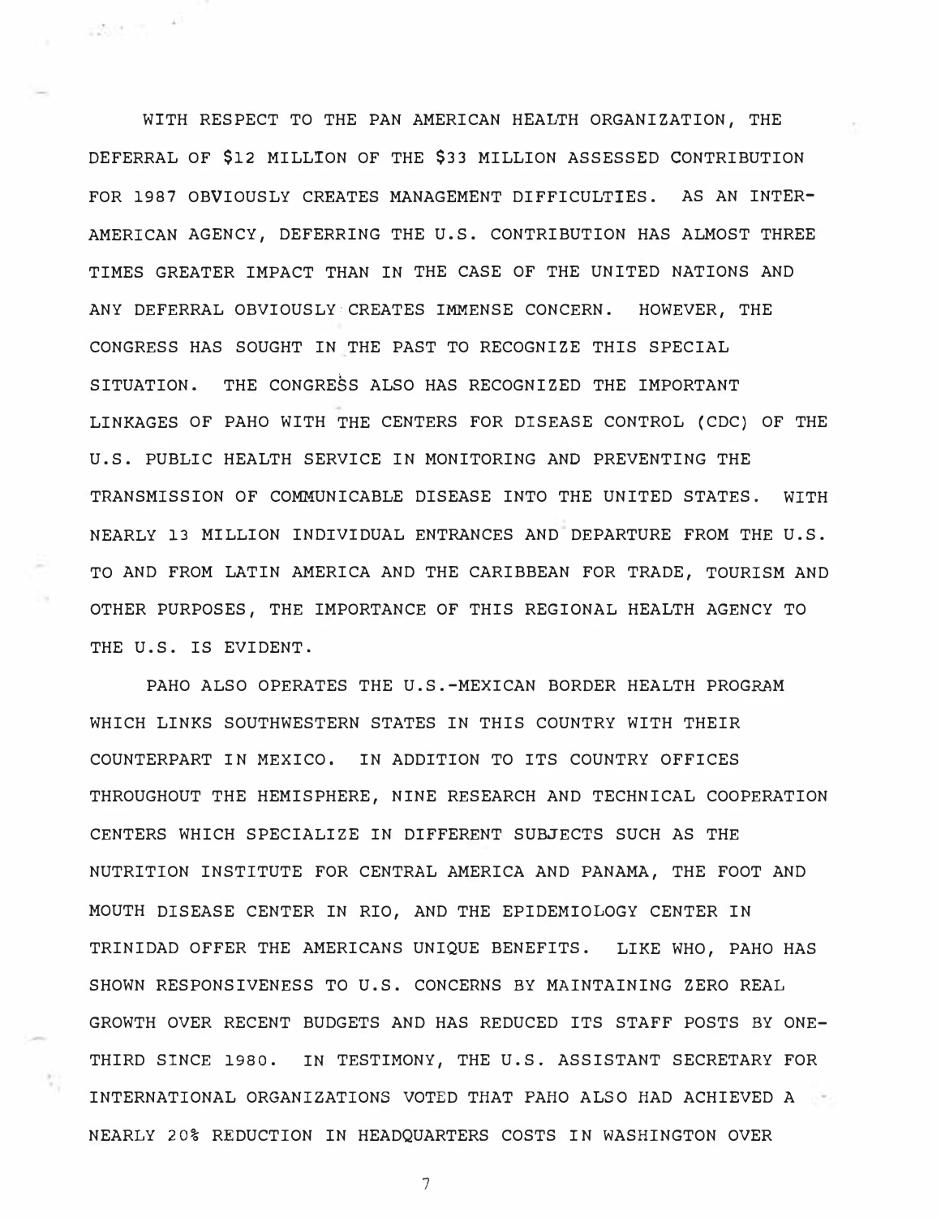WITH RESPECT TO THE PAN AMERICAN HEALTH ORGANIZATION, THE DEFERRAL OF $12 MILLION OF THE $33 MILLION ASSESSED CONTRIBUTION FOR 1987 OBVIOUSLY CREATES MANAGEMENT DIFFICULTIES. AS AN INTER-AMERICAN AGENCY, DEFERRING THE U.S. CONTRIBUTION HAS ALMOST THREE TIMES GREATER IMPACT THAN IN THE CASE OF THE UNITED NATIONS AND ANY DEFERRAL OBVIOUSLY CREATES IMMENSE CONCERN. HOWEVER, THE CONGRESS HAS SOUGHT IN THE PAST TO RECOGNIZE THIS SPECIAL SITUATION. THE CONGRESS ALSO HAS RECOGNIZED THE IMPORTANT LINKAGES OF PAHO WITH THE CENTERS FOR DISEASE CONTROL (CDC) OF THE U.S. PUBLIC HEALTH SERVICE IN MONITORING AND PREVENTING THE TRANSMISSION OF COMMUNICABLE DISEASE INTO THE UNITED STATES. WITH NEARLY 13 MILLION INDIVIDUAL ENTRANCES AND DEPARTURE FROM THE U.S. TO AND FROM LATIN AMERICA AND THE CARIBBEAN FOR TRADE, TOURISM AND OTHER PURPOSES, THE IMPORTANCE OF THIS REGIONAL HEALTH AGENCY TO THE U.S. IS EVIDENT.

PAHO ALSO OPERATES THE U.S.-MEXICAN BORDER HEALTH PROGRAM WHICH LINKS SOUTHWESTERN STATES IN THIS COUNTRY WITH THEIR COUNTERPART IN MEXICO. IN ADDITION TO ITS COUNTRY OFFICES THROUGHOUT THE HEMISPHERE, NINE RESEARCH AND TECHNICAL COOPERATION CENTERS WHICH SPECIALIZE IN DIFFERENT SUBJECTS SUCH AS THE NUTRITION INSTITUTE FOR CENTRAL AMERICA AND PANAMA, THE FOOT AND MOUTH DISEASE CENTER IN RIO, AND THE EPIDEMIOLOGY CENTER IN TRINIDAD OFFER THE AMERICANS UNIQUE BENEFITS. LIKE WHO, PAHO HAS SHOWN RESPONSIVENESS TO U.S. CONCERNS BY MAINTAINING ZERO REAL GROWTH OVER RECENT BUDGETS AND HAS REDUCED ITS STAFF POSTS BY ONE-THIRD SINCE 1980. IN TESTIMONY, THE U.S. ASSISTANT SECRETARY FOR INTERNATIONAL ORGANIZATIONS VOTED THAT PAHO ALSO HAD ACHIEVED A NEARLY 20% REDUCTION IN HEADQUARTERS COSTS IN WASHINGTON OVER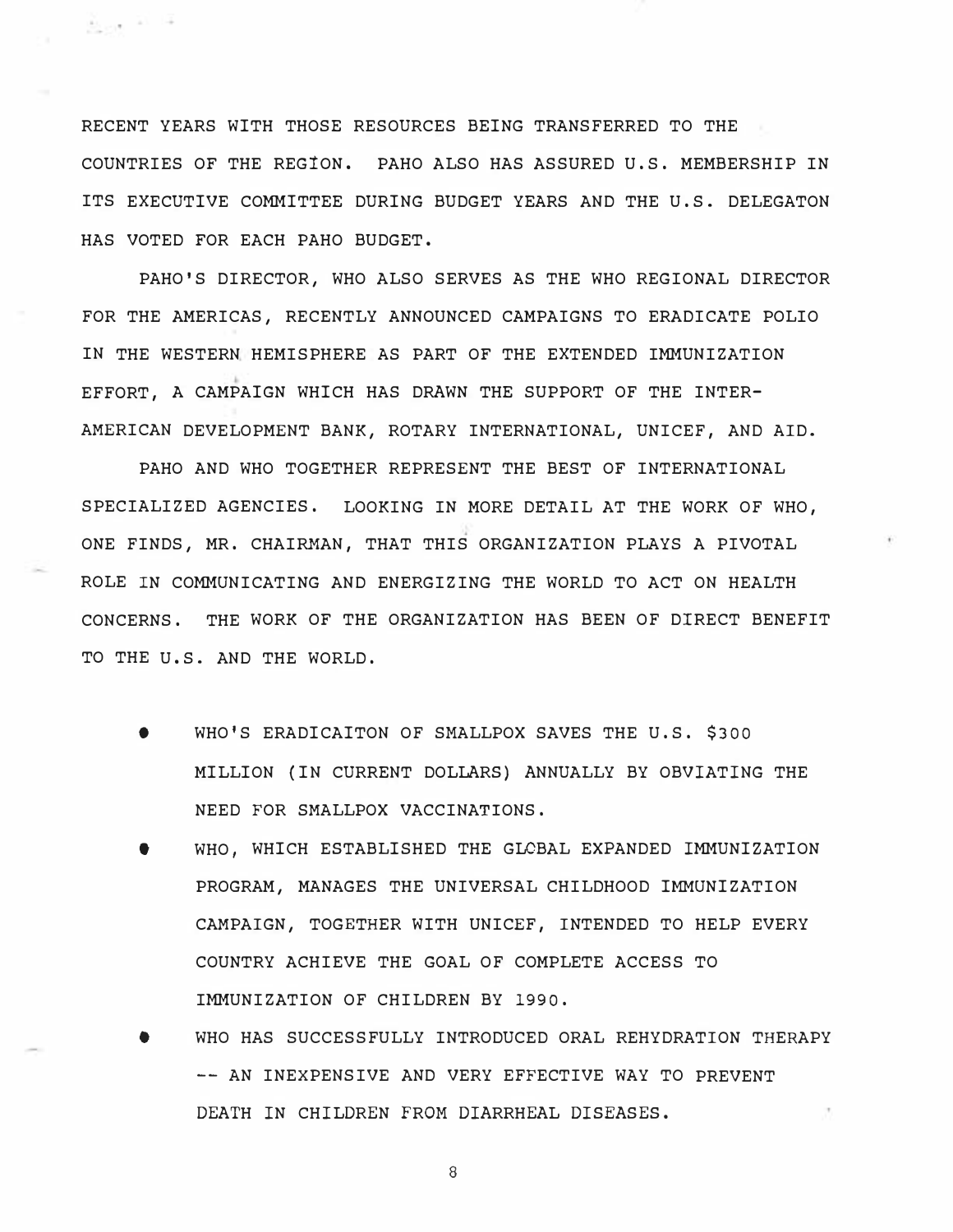RECENT YEARS WITH THOSE RESOURCES BEING TRANSFERRED TO THE COUNTRIES OF THE REGION. PAHO ALSO HAS ASSURED U.S. MEMBERSHIP IN ITS EXECUTIVE COMMITTEE DURING BUDGET YEARS AND THE U.S. DELEGATON HAS VOTED FOR EACH PAHO BUDGET.

PAHO'S DIRECTOR, WHO ALSO SERVES AS THE WHO REGIONAL DIRECTOR FOR THE AMERICAS, RECENTLY ANNOUNCED CAMPAIGNS TO ERADICATE POLIO IN THE WESTERN HEMISPHERE AS PART OF THE EXTENDED IMMUNIZATION EFFORT, A CAMPAIGN WHICH HAS DRAWN THE SUPPORT OF THE INTER-AMERICAN DEVELOPMENT BANK, ROTARY INTERNATIONAL, UNICEF, AND AID.

PAHO AND WHO TOGETHER REPRESENT THE BEST OF INTERNATIONAL SPECIALIZED AGENCIES. LOOKING IN MORE DETAIL AT THE WORK OF WHO, ONE FINDS, MR. CHAIRMAN, THAT THIS ORGANIZATION PLAYS A PIVOTAL ROLE IN COMMUNICATING AND ENERGIZING THE WORLD TO ACT ON HEALTH CONCERNS. THE WORK OF THE ORGANIZATION HAS BEEN OF DIRECT BENEFIT TO THE U.S. AND THE WORLD.

- WHO'S ERADICAITON OF SMALLPOX SAVES THE U.S. $300 MILLION (IN CURRENT DOLLARS) ANNUALLY BY OBVIATING THE NEED FOR SMALLPOX VACCINATIONS.
- WHO, WHICH ESTABLISHED THE GLOBAL EXPANDED IMMUNIZATION PROGRAM, MANAGES THE UNIVERSAL CHILDHOOD IMMUNIZATION CAMPAIGN, TOGETHER WITH UNICEF, INTENDED TO HELP EVERY COUNTRY ACHIEVE THE GOAL OF COMPLETE ACCESS TO IMMUNIZATION OF CHILDREN BY 1990.
- WHO HAS SUCCESSFULLY INTRODUCED ORAL REHYDRATION THERAPY -- AN INEXPENSIVE AND VERY EFFECTIVE WAY TO PREVENT DEATH IN CHILDREN FROM DIARRHEAL DISEASES.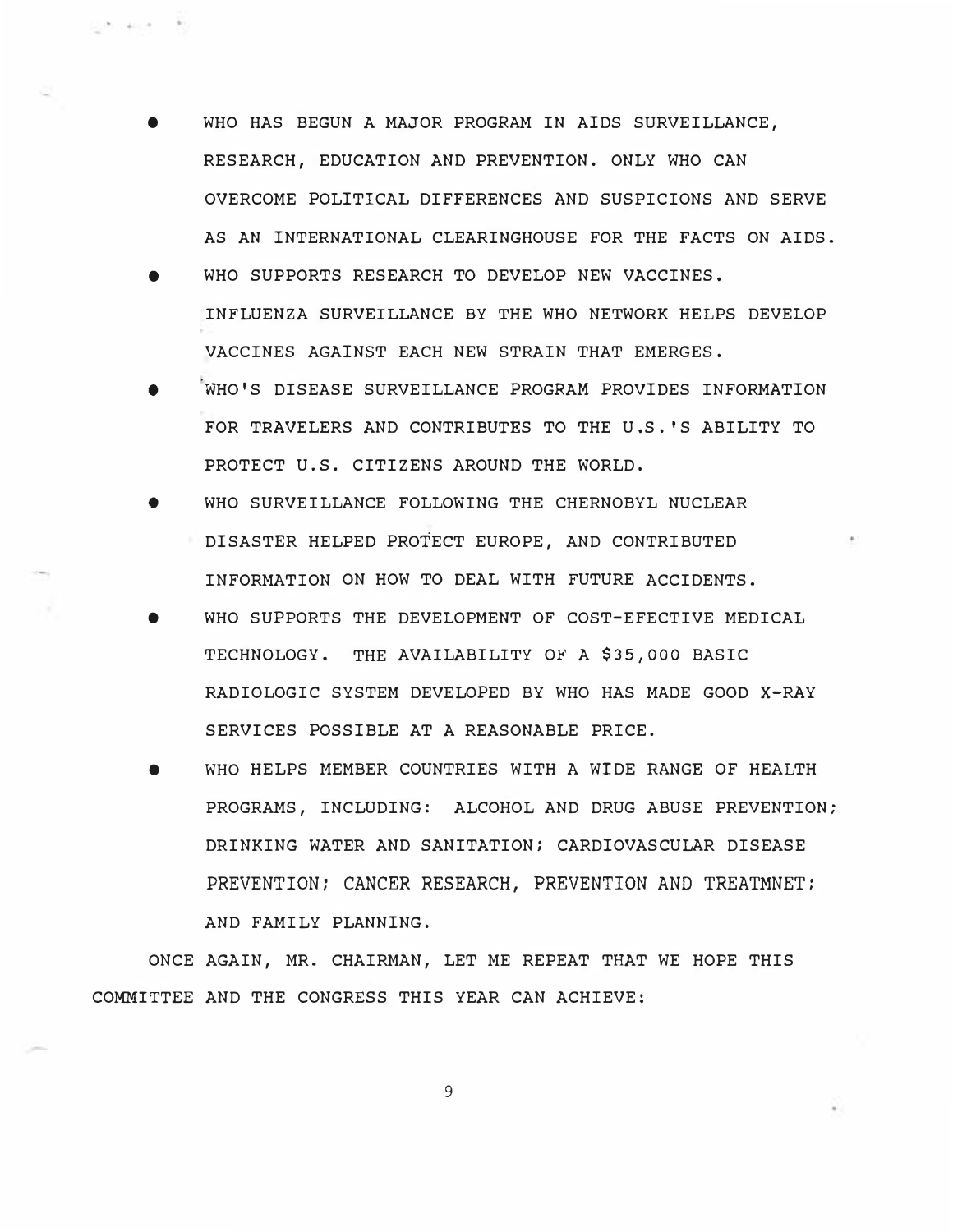- WHO HAS BEGUN A MAJOR PROGRAM IN AIDS SURVEILLANCE, RESEARCH, EDUCATION AND PREVENTION. ONLY WHO CAN OVERCOME POLITICAL DIFFERENCES AND SUSPICIONS AND SERVE AS AN INTERNATIONAL CLEARINGHOUSE FOR THE FACTS ON AIDS.
- WHO SUPPORTS RESEARCH TO DEVELOP NEW VACCINES. INFLUENZA SURVEILLANCE BY THE WHO NETWORK HELPS DEVELOP VACCINES AGAINST EACH NEW STRAIN THAT EMERGES.
- WHO'S DISEASE SURVEILLANCE PROGRAM PROVIDES INFORMATION FOR TRAVELERS AND CONTRIBUTES TO THE U.S.'S ABILITY TO PROTECT U.S. CITIZENS AROUND THE WORLD.
- WHO SURVEILLANCE FOLLOWING THE CHERNOBYL NUCLEAR DISASTER HELPED PROTECT EUROPE, AND CONTRIBUTED INFORMATION ON HOW TO DEAL WITH FUTURE ACCIDENTS.
- WHO SUPPORTS THE DEVELOPMENT OF COST-EFECTIVE MEDICAL TECHNOLOGY. THE AVAILABILITY OF A $35,000 BASIC RADIOLOGIC SYSTEM DEVELOPED BY WHO HAS MADE GOOD X-RAY SERVICES POSSIBLE AT A REASONABLE PRICE.
- WHO HELPS MEMBER COUNTRIES WITH A WIDE RANGE OF HEALTH PROGRAMS, INCLUDING: ALCOHOL AND DRUG ABUSE PREVENTION; DRINKING WATER AND SANITATION; CARDIOVASCULAR DISEASE PREVENTION; CANCER RESEARCH, PREVENTION AND TREATMNET; AND FAMILY PLANNING.

ONCE AGAIN, MR. CHAIRMAN, LET ME REPEAT THAT WE HOPE THIS COMMITTEE AND THE CONGRESS THIS YEAR CAN ACHIEVE: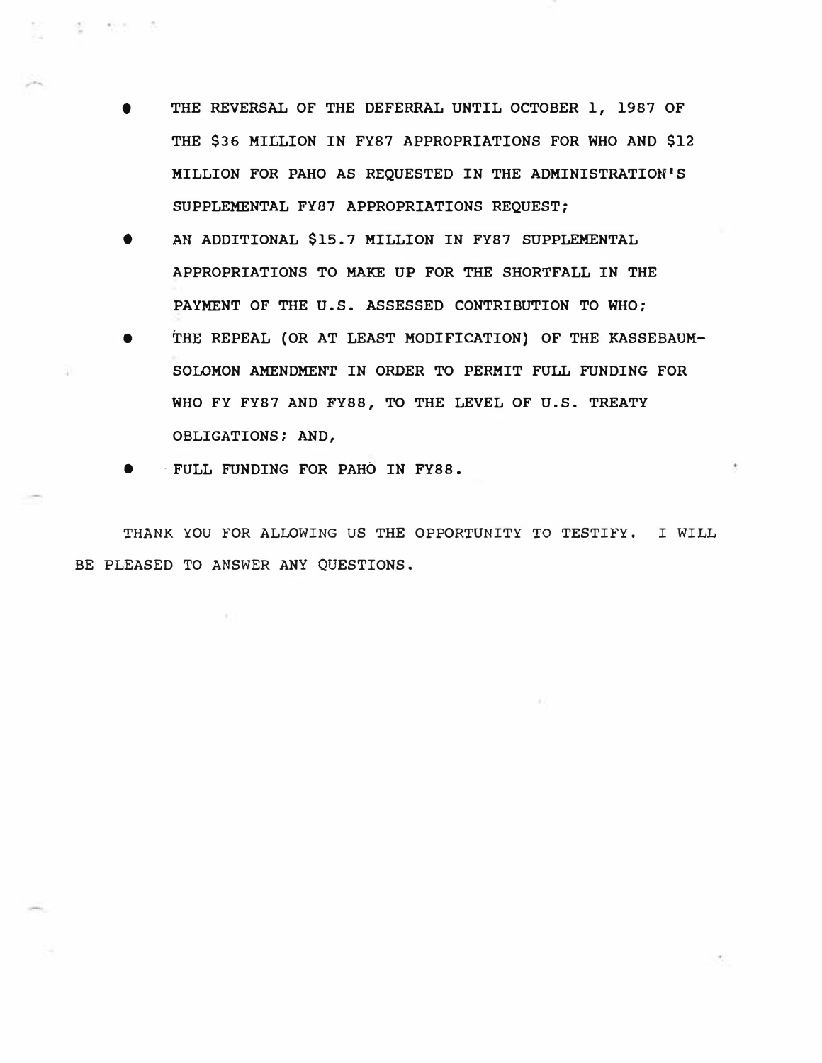- THE REVERSAL OF THE DEFERRAL UNTIL OCTOBER 1, 1987 OF THE $36 MILLION IN FY87 APPROPRIATIONS FOR WHO AND $12 MILLION FOR PAHO AS REQUESTED IN THE ADMINISTRATION'S SUPPLEMENTAL FY87 APPROPRIATIONS REQUEST;
- AN ADDITIONAL $15.7 MILLION IN FY87 SUPPLEMENTAL APPROPRIATIONS TO MAKE UP FOR THE SHORTFALL IN THE PAYMENT OF THE U.S. ASSESSED CONTRIBUTION TO WHO;
- THE REPEAL (OR AT LEAST MODIFICATION) OF THE KASSEBAUM-SOLOMON AMENDMENT IN ORDER TO PERMIT FULL FUNDING FOR WHO FY FY87 AND FY88, TO THE LEVEL OF U.S. TREATY OBLIGATIONS; AND,
- FULL FUNDING FOR PAHO IN FY88.

THANK YOU FOR ALLOWING US THE OPPORTUNITY TO TESTIFY. I WILL BE PLEASED TO ANSWER ANY QUESTIONS.